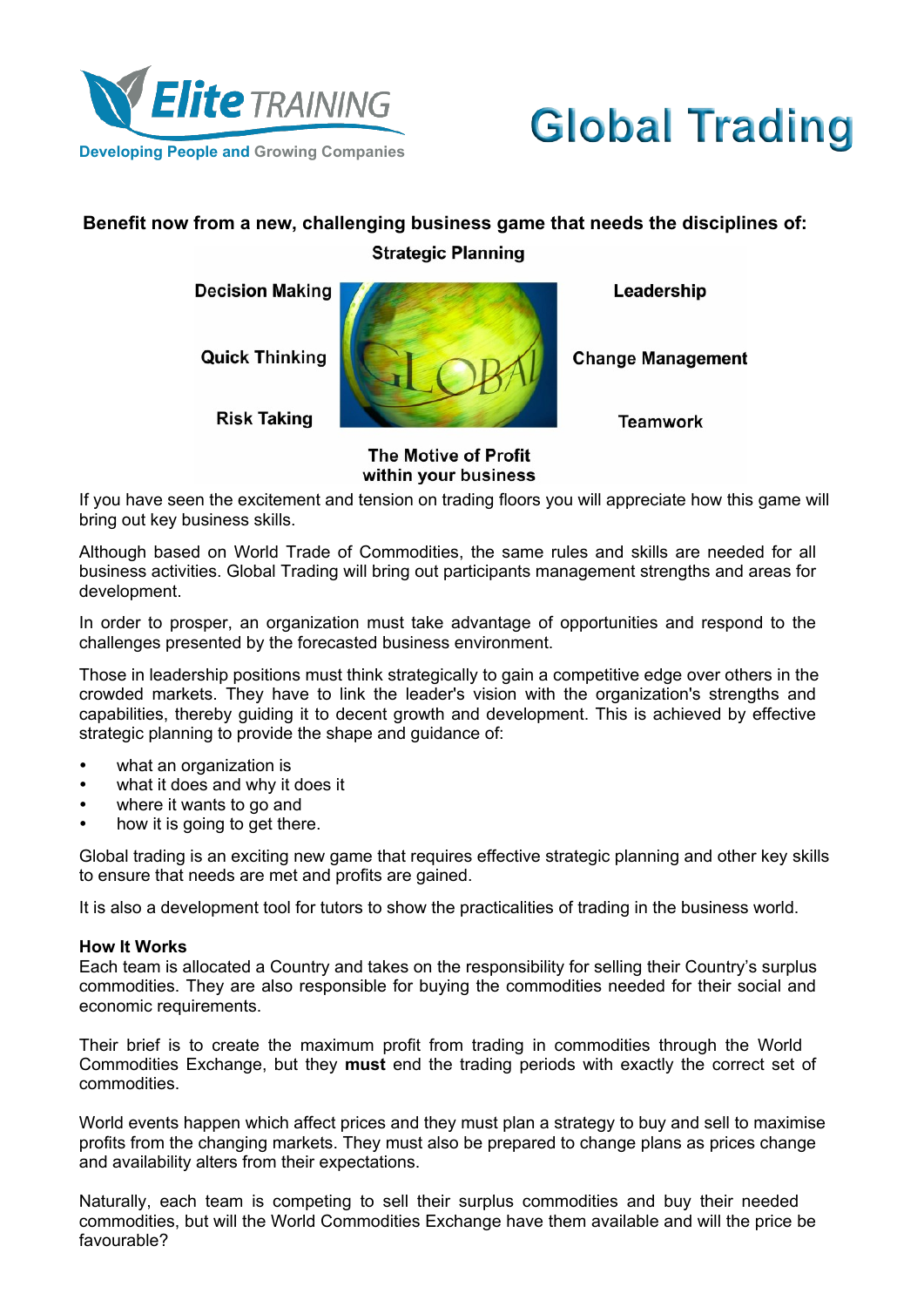Elite TRAINING

Developing People and Growing Companies

# Global Trading

**Benefit now from a new, challenging business game that needs the disciplines of:**

**Strategic Planning**

**Decision Making** | **Leadership**

**Quick Thinking** | **Change Management**

**Risk Taking** | **Teamwork**

**The Motive of Profit within your business**

If you have seen the excitement and tension on trading floors you will appreciate how this game will bring out key business skills.

Although based on World Trade of Commodities, the same rules and skills are needed for all business activities. Global Trading will bring out participants management strengths and areas for development.

In order to prosper, an organization must take advantage of opportunities and respond to the challenges presented by the forecasted business environment.

Those in leadership positions must think strategically to gain a competitive edge over others in the crowded markets. They have to link the leader's vision with the organization's strengths and capabilities, thereby guiding it to decent growth and development. This is achieved by effective strategic planning to provide the shape and guidance of:

- what an organization is
- what it does and why it does it
- where it wants to go and
- how it is going to get there.

Global trading is an exciting new game that requires effective strategic planning and other key skills to ensure that needs are met and profits are gained.

It is also a development tool for tutors to show the practicalities of trading in the business world.

**How It Works**

Each team is allocated a Country and takes on the responsibility for selling their Country's surplus commodities. They are also responsible for buying the commodities needed for their social and economic requirements.

Their brief is to create the maximum profit from trading in commodities through the World Commodities Exchange, but they **must** end the trading periods with exactly the correct set of commodities.

World events happen which affect prices and they must plan a strategy to buy and sell to maximise profits from the changing markets. They must also be prepared to change plans as prices change and availability alters from their expectations.

Naturally, each team is competing to sell their surplus commodities and buy their needed commodities, but will the World Commodities Exchange have them available and will the price be favourable?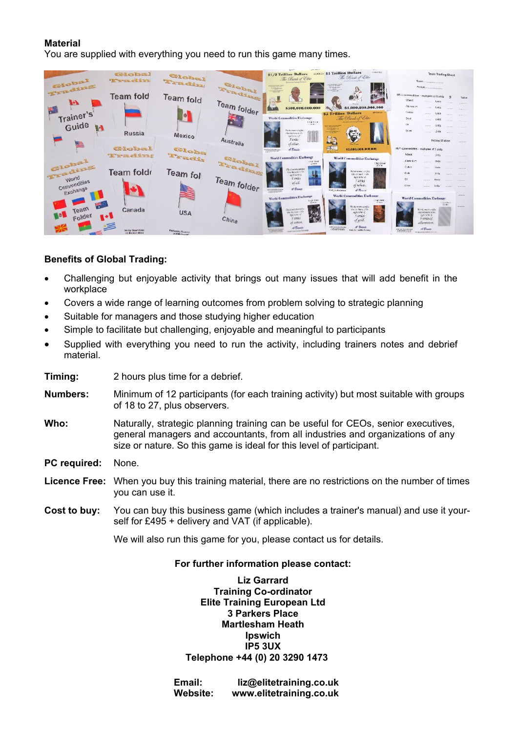**Material**

You are supplied with everything you need to run this game many times.

**Benefits of Global Trading:**

- Challenging but enjoyable activity that brings out many issues that will add benefit in the workplace
- Covers a wide range of learning outcomes from problem solving to strategic planning
- Suitable for managers and those studying higher education
- Simple to facilitate but challenging, enjoyable and meaningful to participants
- Supplied with everything you need to run the activity, including trainers notes and debrief material.

**Timing:** 2 hours plus time for a debrief.

**Numbers:** Minimum of 12 participants (for each training activity) but most suitable with groups of 18 to 27, plus observers.

**Who:** Naturally, strategic planning training can be useful for CEOs, senior executives, general managers and accountants, from all industries and organizations of any size or nature. So this game is ideal for this level of participant.

**PC required:** None.

**Licence Free:** When you buy this training material, there are no restrictions on the number of times you can use it.

**Cost to buy:** You can buy this business game (which includes a trainer's manual) and use it yourself for £495 + delivery and VAT (if applicable).

We will also run this game for you, please contact us for details.

**For further information please contact:**

**Liz Garrard**
**Training Co-ordinator**
**Elite Training European Ltd**
**3 Parkers Place**
**Martlesham Heath**
**Ipswich**
**IP5 3UX**
**Telephone +44 (0) 20 3290 1473**

**Email:** liz@elitetraining.co.uk
**Website:** www.elitetraining.co.uk